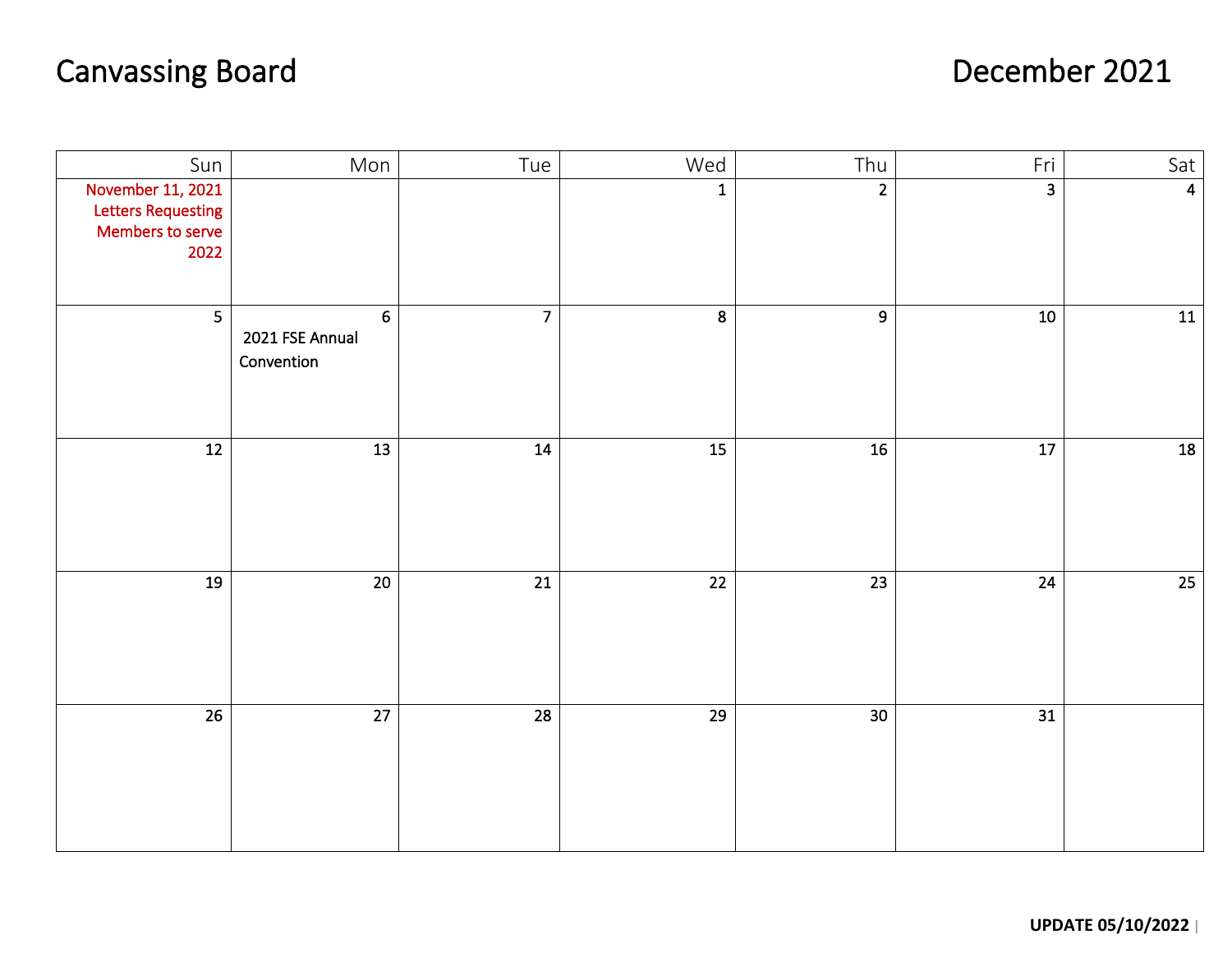# Canvassing Board

# December 2021

| Sun | Mon | Tue | Wed | Thu | Fri | Sat |
|---|---|---|---|---|---|---|
| November 11, 2021 Letters Requesting Members to serve 2022 | | | 1 | 2 | 3 | 4 |
| 5 | 6 2021 FSE Annual Convention | 7 | 8 | 9 | 10 | 11 |
| 12 | 13 | 14 | 15 | 16 | 17 | 18 |
| 19 | 20 | 21 | 22 | 23 | 24 | 25 |
| 26 | 27 | 28 | 29 | 30 | 31 | |

**UPDATE 05/10/2022**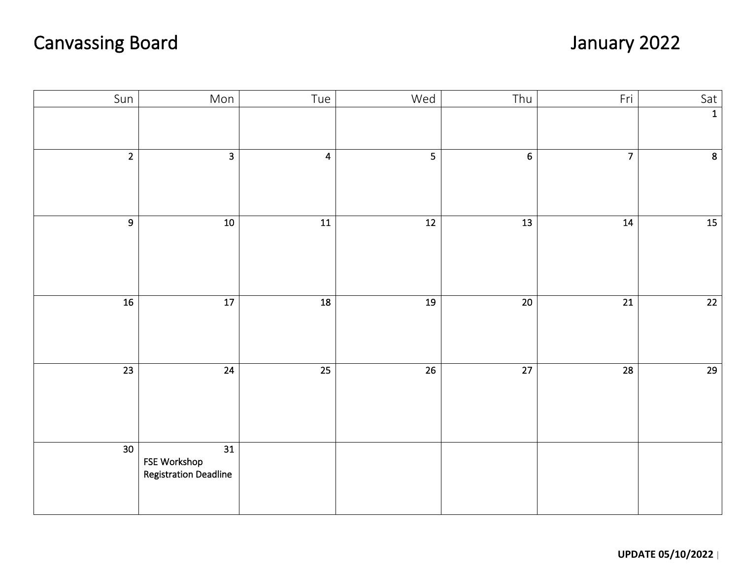# Canvassing Board

## January 2022

| Sun | Mon | Tue | Wed | Thu | Fri | Sat |
|---|---|---|---|---|---|---|
| | | | | | | 1 |
| 2 | 3 | 4 | 5 | 6 | 7 | 8 |
| 9 | 10 | 11 | 12 | 13 | 14 | 15 |
| 16 | 17 | 18 | 19 | 20 | 21 | 22 |
| 23 | 24 | 25 | 26 | 27 | 28 | 29 |
| 30 | 31 FSE Workshop Registration Deadline | | | | | |

**UPDATE 05/10/2022**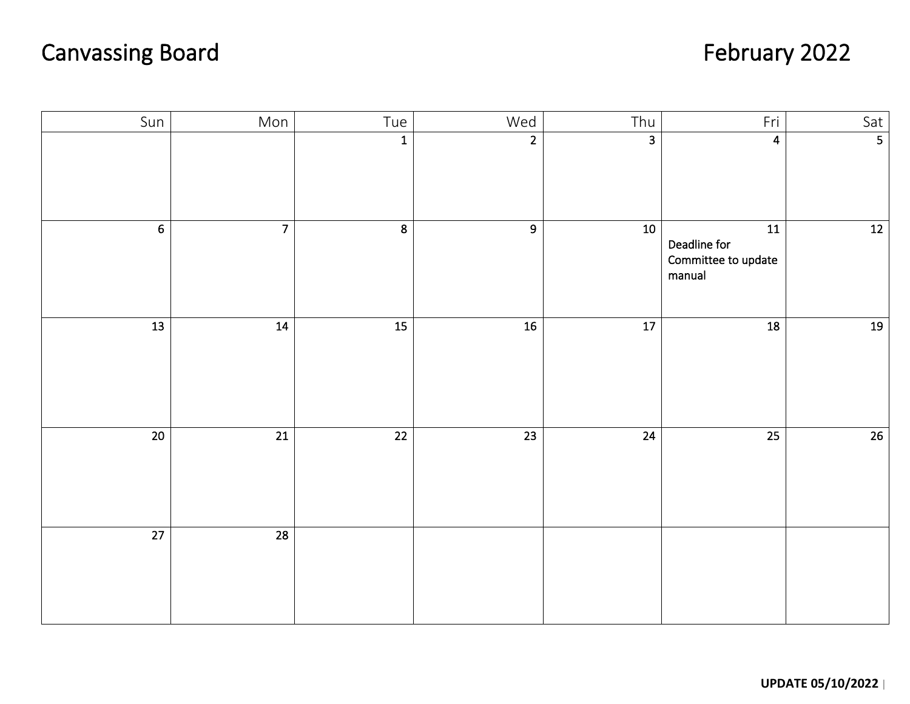# Canvassing Board

# February 2022

| Sun | Mon | Tue | Wed | Thu | Fri | Sat |
|---|---|---|---|---|---|---|
| | | 1 | 2 | 3 | 4 | 5 |
| 6 | 7 | 8 | 9 | 10 | 11 Deadline for Committee to update manual | 12 |
| 13 | 14 | 15 | 16 | 17 | 18 | 19 |
| 20 | 21 | 22 | 23 | 24 | 25 | 26 |
| 27 | 28 | | | | | |

**UPDATE 05/10/2022**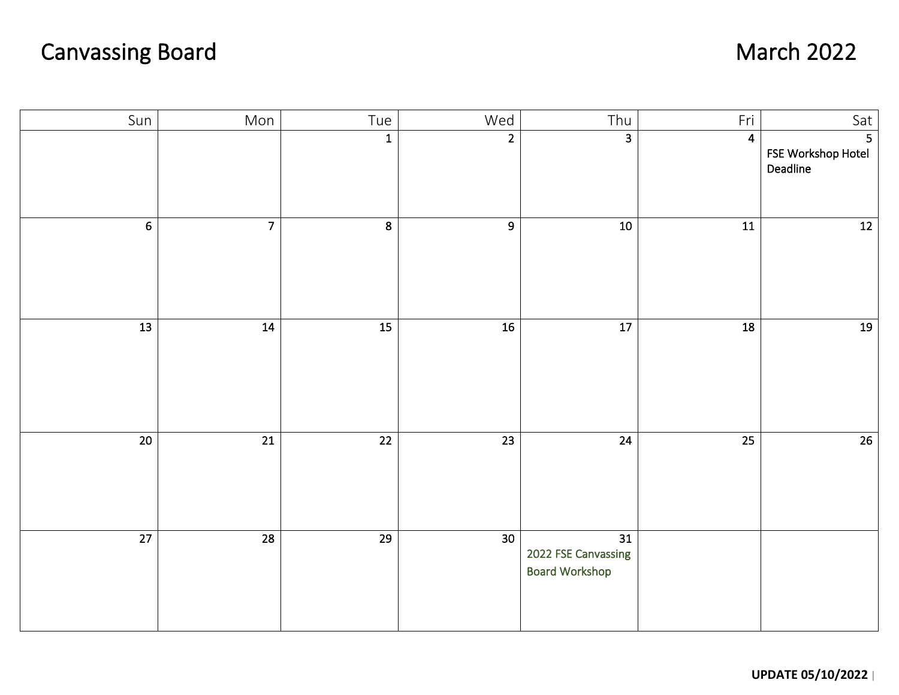# Canvassing Board

# March 2022

| Sun | Mon | Tue | Wed | Thu | Fri | Sat |
|---|---|---|---|---|---|---|
| | | 1 | 2 | 3 | 4 | 5 FSE Workshop Hotel Deadline |
| 6 | 7 | 8 | 9 | 10 | 11 | 12 |
| 13 | 14 | 15 | 16 | 17 | 18 | 19 |
| 20 | 21 | 22 | 23 | 24 | 25 | 26 |
| 27 | 28 | 29 | 30 | 31 2022 FSE Canvassing Board Workshop | | |

**UPDATE 05/10/2022**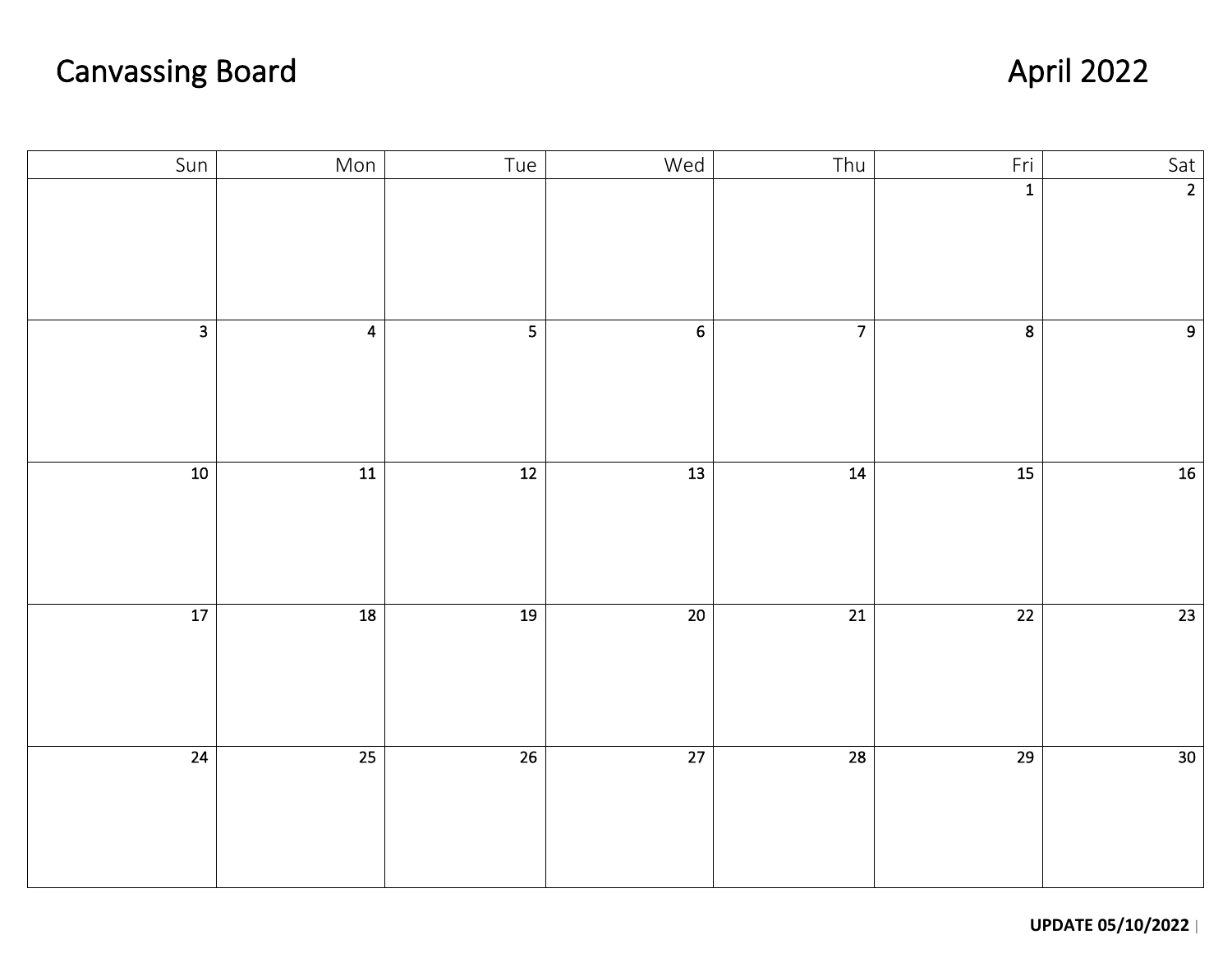# Canvassing Board

## April 2022

| Sun | Mon | Tue | Wed | Thu | Fri | Sat |
|---|---|---|---|---|---|---|
| | | | | | 1 | 2 |
| 3 | 4 | 5 | 6 | 7 | 8 | 9 |
| 10 | 11 | 12 | 13 | 14 | 15 | 16 |
| 17 | 18 | 19 | 20 | 21 | 22 | 23 |
| 24 | 25 | 26 | 27 | 28 | 29 | 30 |

**UPDATE 05/10/2022**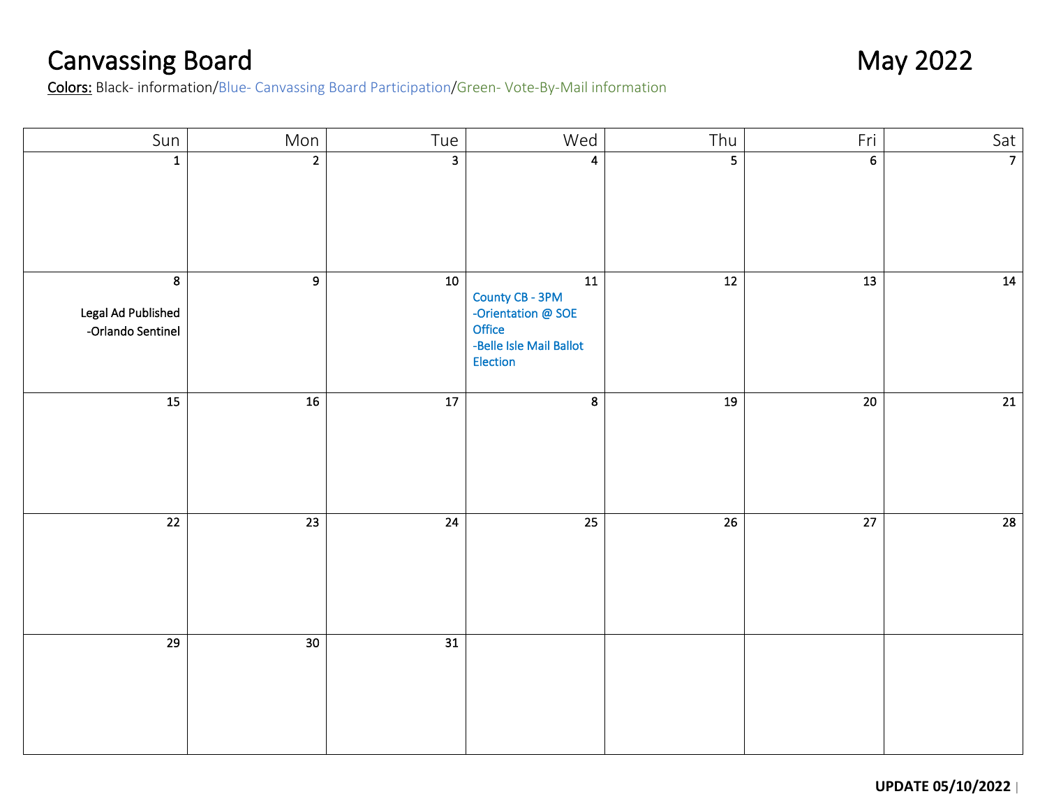# Canvassing Board

# May 2022

**Colors:** Black- information/Blue- Canvassing Board Participation/Green- Vote-By-Mail information

| Sun | Mon | Tue | Wed | Thu | Fri | Sat |
|---|---|---|---|---|---|---|
| 1 | 2 | 3 | 4 | 5 | 6 | 7 |
| 8<br>Legal Ad Published<br>-Orlando Sentinel | 9 | 10 | 11<br>County CB - 3PM<br>-Orientation @ SOE Office<br>-Belle Isle Mail Ballot Election | 12 | 13 | 14 |
| 15 | 16 | 17 | 8 | 19 | 20 | 21 |
| 22 | 23 | 24 | 25 | 26 | 27 | 28 |
| 29 | 30 | 31 | | | | |

**UPDATE 05/10/2022**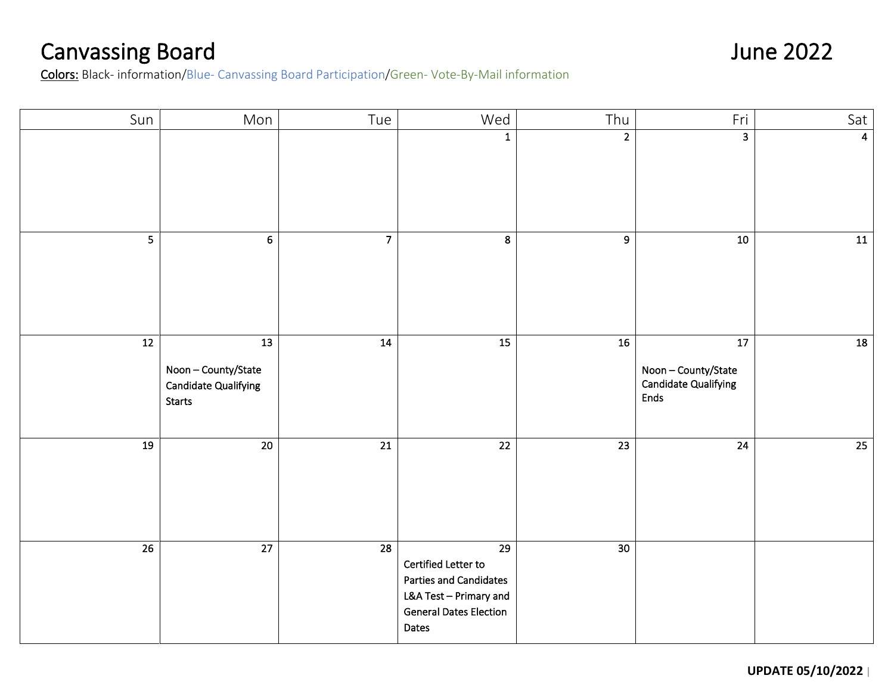# Canvassing Board

# June 2022

**Colors:** Black- information/Blue- Canvassing Board Participation/Green- Vote-By-Mail information

| Sun | Mon | Tue | Wed | Thu | Fri | Sat |
|---|---|---|---|---|---|---|
| | | | 1 | 2 | 3 | 4 |
| 5 | 6 | 7 | 8 | 9 | 10 | 11 |
| 12 | 13<br>Noon – County/State Candidate Qualifying Starts | 14 | 15 | 16 | 17<br>Noon – County/State Candidate Qualifying Ends | 18 |
| 19 | 20 | 21 | 22 | 23 | 24 | 25 |
| 26 | 27 | 28 | 29<br>Certified Letter to Parties and Candidates L&A Test – Primary and General Dates Election Dates | 30 | | |

**UPDATE 05/10/2022**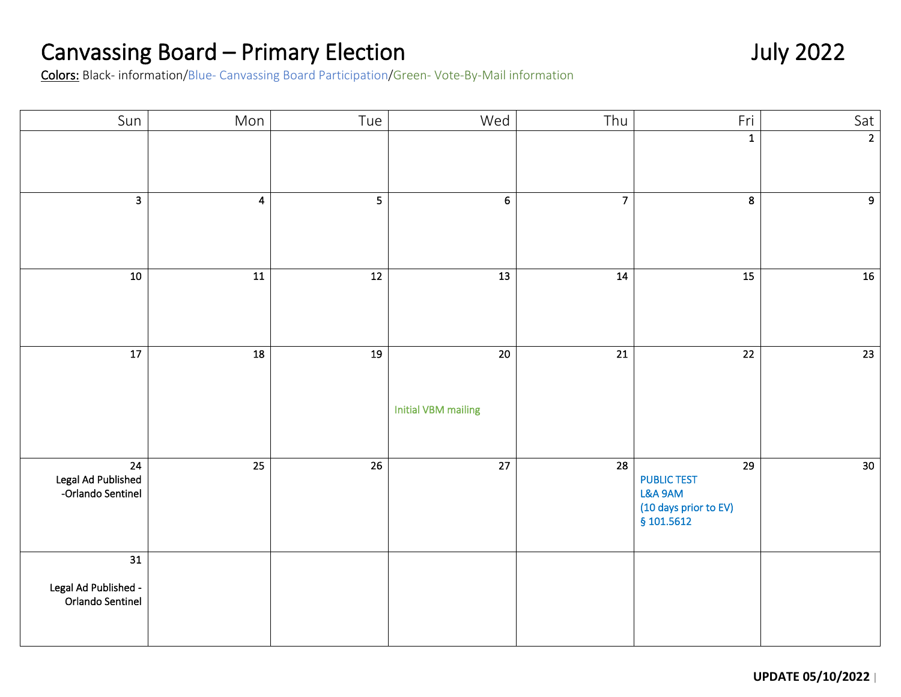# Canvassing Board – Primary Election

## July 2022

Colors: Black- information/Blue- Canvassing Board Participation/Green- Vote-By-Mail information

| Sun | Mon | Tue | Wed | Thu | Fri | Sat |
|---|---|---|---|---|---|---|
| | | | | | 1 | 2 |
| 3 | 4 | 5 | 6 | 7 | 8 | 9 |
| 10 | 11 | 12 | 13 | 14 | 15 | 16 |
| 17 | 18 | 19 | 20 Initial VBM mailing | 21 | 22 | 23 |
| 24 Legal Ad Published -Orlando Sentinel | 25 | 26 | 27 | 28 | 29 PUBLIC TEST L&A 9AM (10 days prior to EV) § 101.5612 | 30 |
| 31 Legal Ad Published - Orlando Sentinel | | | | | | |

**UPDATE 05/10/2022**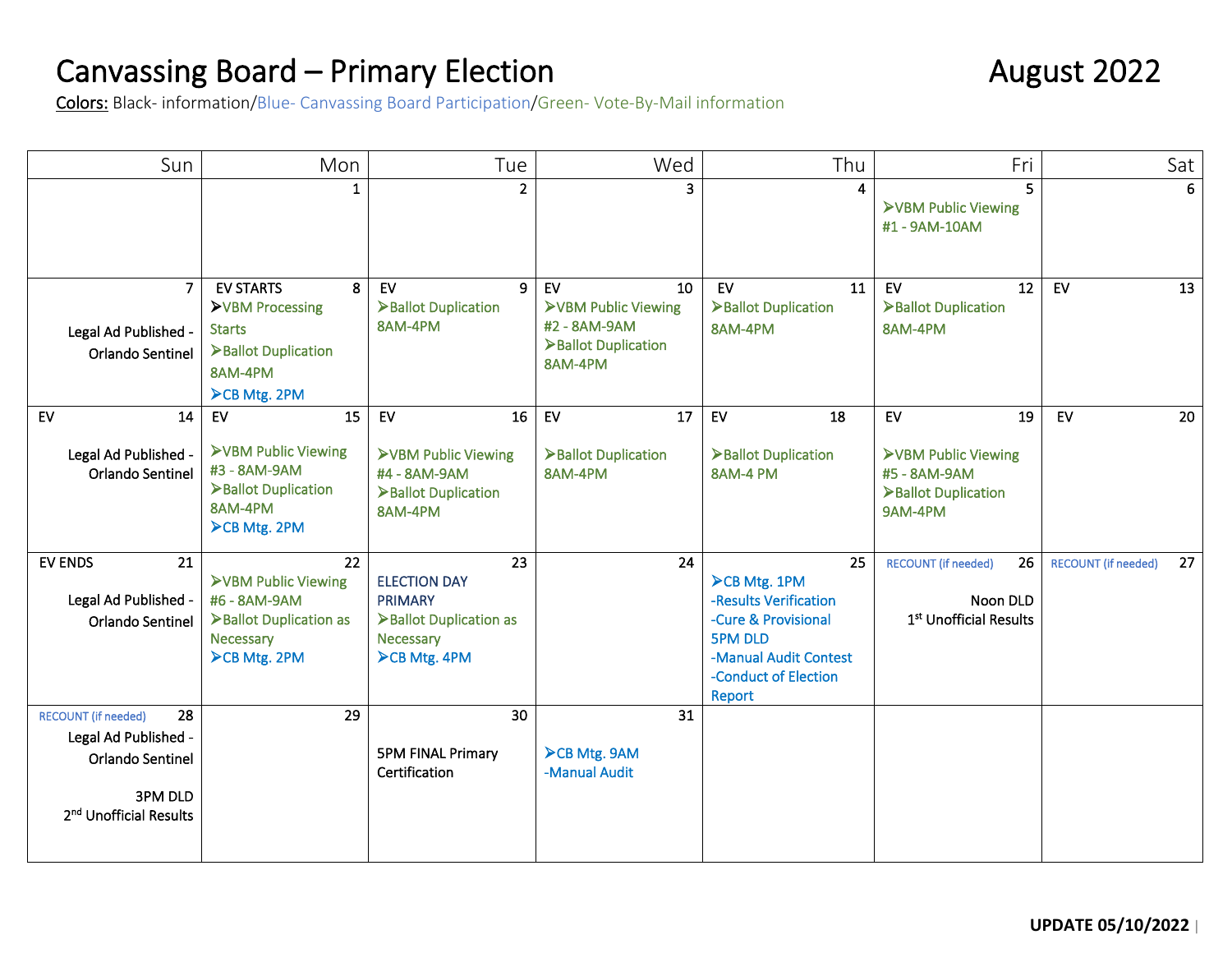# Canvassing Board – Primary Election

## August 2022

**Colors:** Black- information/Blue- Canvassing Board Participation/Green- Vote-By-Mail information

| Sun | Mon | Tue | Wed | Thu | Fri | Sat |
|---|---|---|---|---|---|---|
| | 1 | 2 | 3 | 4 | 5<br>➢VBM Public Viewing #1 - 9AM-10AM | 6 |
| 7<br>Legal Ad Published - Orlando Sentinel | EV STARTS 8<br>➢VBM Processing Starts<br>➢Ballot Duplication 8AM-4PM<br>➢CB Mtg. 2PM | EV 9<br>➢Ballot Duplication 8AM-4PM | EV 10<br>➢VBM Public Viewing #2 - 8AM-9AM<br>➢Ballot Duplication 8AM-4PM | EV 11<br>➢Ballot Duplication 8AM-4PM | EV 12<br>➢Ballot Duplication 8AM-4PM | EV 13 |
| EV 14<br>Legal Ad Published - Orlando Sentinel | EV 15<br>➢VBM Public Viewing #3 - 8AM-9AM<br>➢Ballot Duplication 8AM-4PM<br>➢CB Mtg. 2PM | EV 16<br>➢VBM Public Viewing #4 - 8AM-9AM<br>➢Ballot Duplication 8AM-4PM | EV 17<br>➢Ballot Duplication 8AM-4PM | EV 18<br>➢Ballot Duplication 8AM-4 PM | EV 19<br>➢VBM Public Viewing #5 - 8AM-9AM<br>➢Ballot Duplication 9AM-4PM | EV 20 |
| EV ENDS 21<br>Legal Ad Published - Orlando Sentinel | 22<br>➢VBM Public Viewing #6 - 8AM-9AM<br>➢Ballot Duplication as Necessary<br>➢CB Mtg. 2PM | 23<br>ELECTION DAY PRIMARY<br>➢Ballot Duplication as Necessary<br>➢CB Mtg. 4PM | 24 | 25<br>➢CB Mtg. 1PM<br>-Results Verification<br>-Cure & Provisional 5PM DLD<br>-Manual Audit Contest<br>-Conduct of Election Report | RECOUNT (if needed) 26<br>Noon DLD<br>1st Unofficial Results | RECOUNT (if needed) 27 |
| RECOUNT (if needed) 28<br>Legal Ad Published - Orlando Sentinel<br>3PM DLD<br>2nd Unofficial Results | 29 | 30<br>5PM FINAL Primary Certification | 31<br>➢CB Mtg. 9AM<br>-Manual Audit | | | |

**UPDATE 05/10/2022**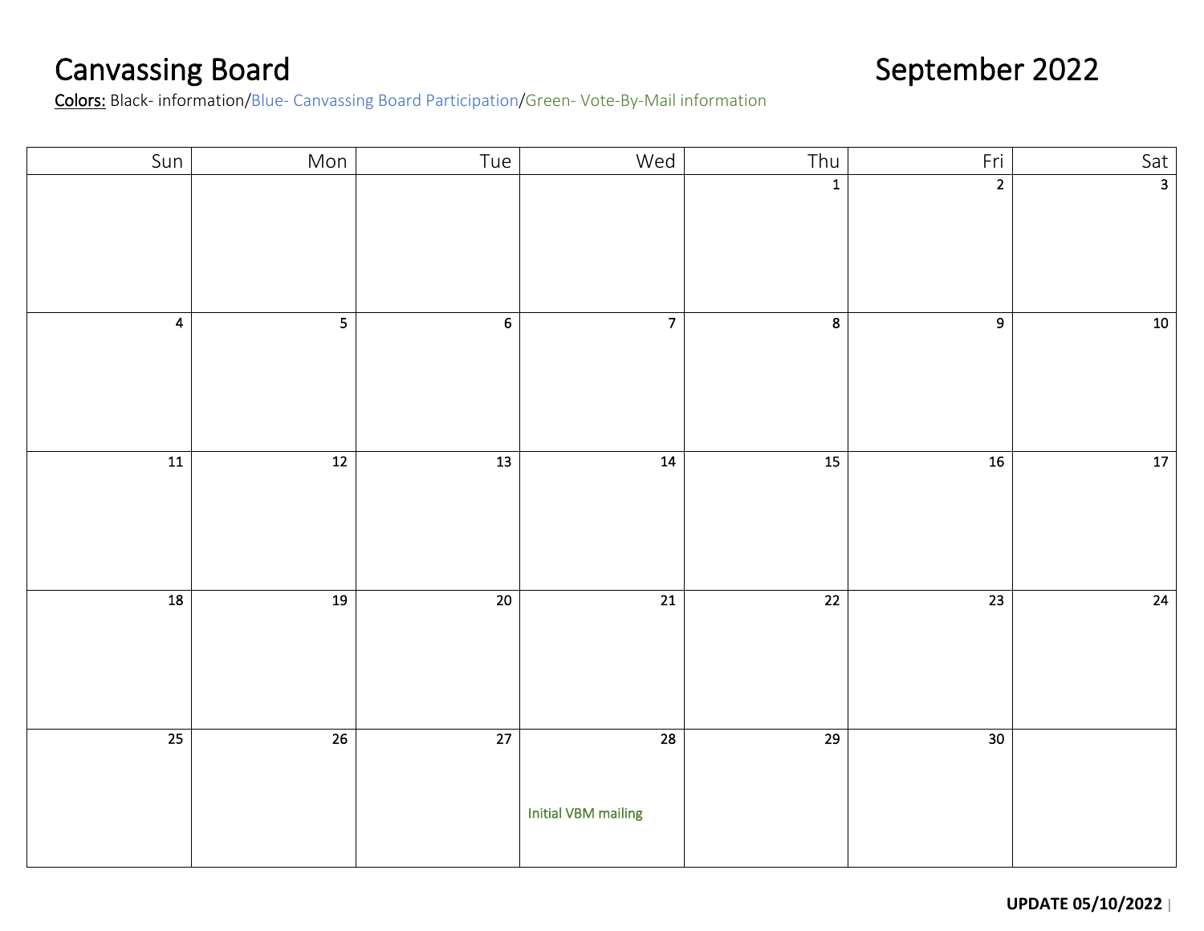# Canvassing Board

# September 2022

**Colors:** Black- information/Blue- Canvassing Board Participation/Green- Vote-By-Mail information

| Sun | Mon | Tue | Wed | Thu | Fri | Sat |
|---|---|---|---|---|---|---|
| | | | | 1 | 2 | 3 |
| 4 | 5 | 6 | 7 | 8 | 9 | 10 |
| 11 | 12 | 13 | 14 | 15 | 16 | 17 |
| 18 | 19 | 20 | 21 | 22 | 23 | 24 |
| 25 | 26 | 27 | 28<br>Initial VBM mailing | 29 | 30 | |

**UPDATE 05/10/2022**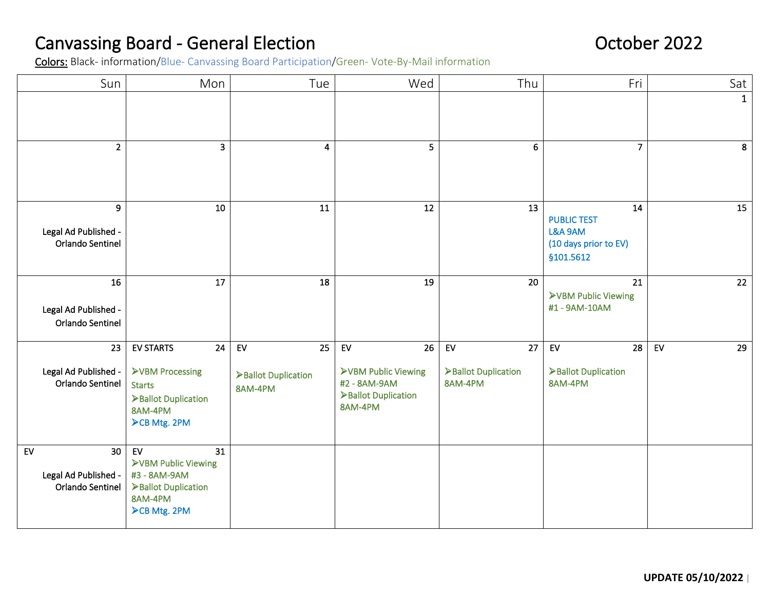# Canvassing Board - General Election

October 2022

**Colors:** Black- information/Blue- Canvassing Board Participation/Green- Vote-By-Mail information

| Sun | Mon | Tue | Wed | Thu | Fri | Sat |
|---|---|---|---|---|---|---|
| | | | | | | 1 |
| 2 | 3 | 4 | 5 | 6 | 7 | 8 |
| 9<br>Legal Ad Published - Orlando Sentinel | 10 | 11 | 12 | 13 | 14<br>PUBLIC TEST L&A 9AM (10 days prior to EV) §101.5612 | 15 |
| 16<br>Legal Ad Published - Orlando Sentinel | 17 | 18 | 19 | 20 | 21<br>➢VBM Public Viewing #1 - 9AM-10AM | 22 |
| 23<br>Legal Ad Published - Orlando Sentinel | 24 EV STARTS<br>➢VBM Processing Starts<br>➢Ballot Duplication 8AM-4PM<br>➢CB Mtg. 2PM | 25 EV<br>➢Ballot Duplication 8AM-4PM | 26 EV<br>➢VBM Public Viewing #2 - 8AM-9AM<br>➢Ballot Duplication 8AM-4PM | 27 EV<br>➢Ballot Duplication 8AM-4PM | 28 EV<br>➢Ballot Duplication 8AM-4PM | 29 EV |
| 30 EV<br>Legal Ad Published - Orlando Sentinel | 31 EV<br>➢VBM Public Viewing #3 - 8AM-9AM<br>➢Ballot Duplication 8AM-4PM<br>➢CB Mtg. 2PM | | | | | |

**UPDATE 05/10/2022**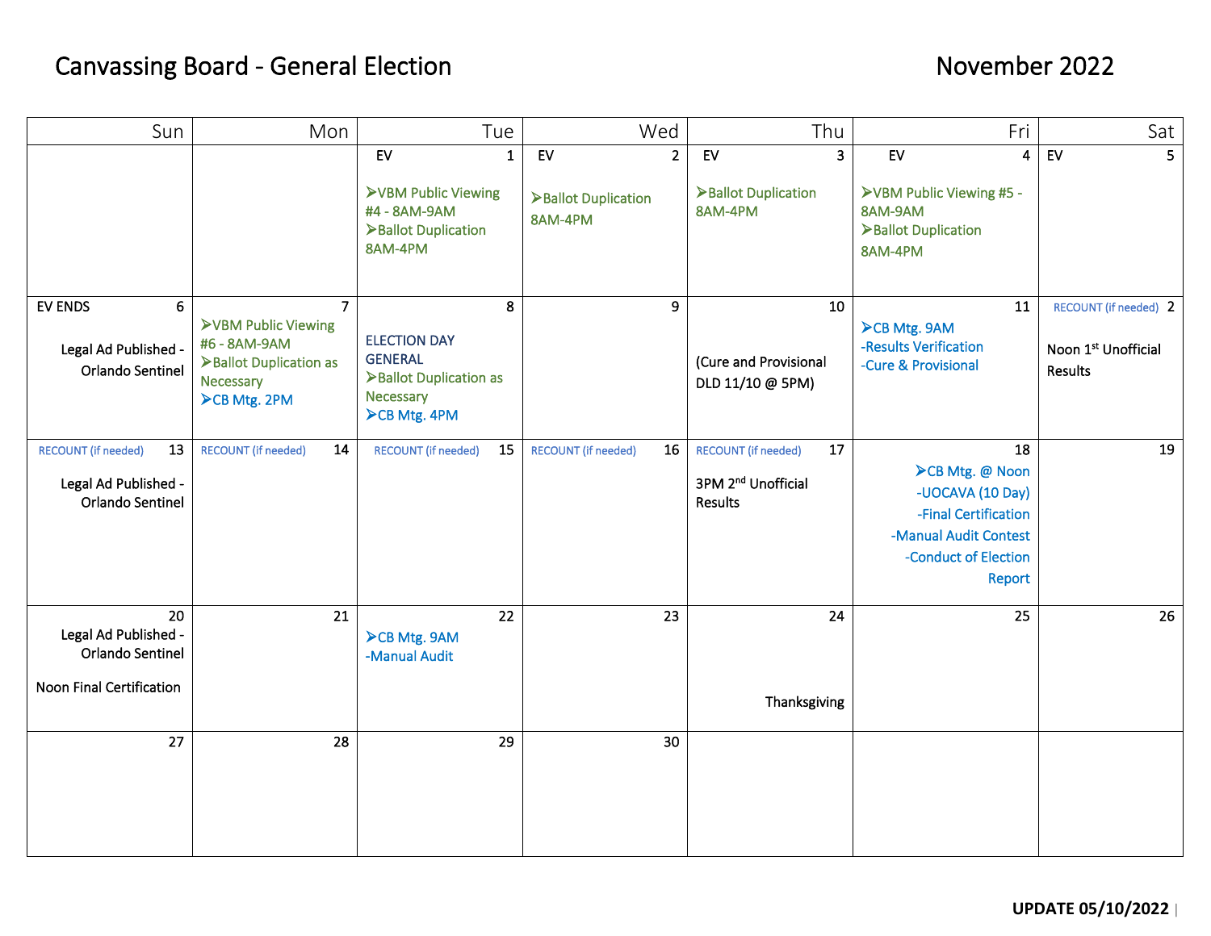# Canvassing Board - General Election

## November 2022

| Sun | Mon | Tue | Wed | Thu | Fri | Sat |
|---|---|---|---|---|---|---|
| | | **1** EV<br>➢VBM Public Viewing #4 - 8AM-9AM<br>➢Ballot Duplication 8AM-4PM | **2** EV<br>➢Ballot Duplication 8AM-4PM | **3** EV<br>➢Ballot Duplication 8AM-4PM | **4** EV<br>➢VBM Public Viewing #5 - 8AM-9AM<br>➢Ballot Duplication 8AM-4PM | **5** EV |
| **6** EV ENDS<br>Legal Ad Published - Orlando Sentinel | **7**<br>➢VBM Public Viewing #6 - 8AM-9AM<br>➢Ballot Duplication as Necessary<br>➢CB Mtg. 2PM | **8**<br>ELECTION DAY GENERAL<br>➢Ballot Duplication as Necessary<br>➢CB Mtg. 4PM | **9** | **10**<br>(Cure and Provisional DLD 11/10 @ 5PM) | **11**<br>➢CB Mtg. 9AM<br>-Results Verification<br>-Cure & Provisional | **2** RECOUNT (if needed)<br>Noon 1st Unofficial Results |
| **13** RECOUNT (if needed)<br>Legal Ad Published - Orlando Sentinel | **14** RECOUNT (if needed) | **15** RECOUNT (if needed) | **16** RECOUNT (if needed) | **17** RECOUNT (if needed)<br>3PM 2nd Unofficial Results | **18**<br>➢CB Mtg. @ Noon<br>-UOCAVA (10 Day)<br>-Final Certification<br>-Manual Audit Contest<br>-Conduct of Election Report | **19** |
| **20**<br>Legal Ad Published - Orlando Sentinel<br>Noon Final Certification | **21** | **22**<br>➢CB Mtg. 9AM<br>-Manual Audit | **23** | **24**<br>Thanksgiving | **25** | **26** |
| **27** | **28** | **29** | **30** | | | |

**UPDATE 05/10/2022**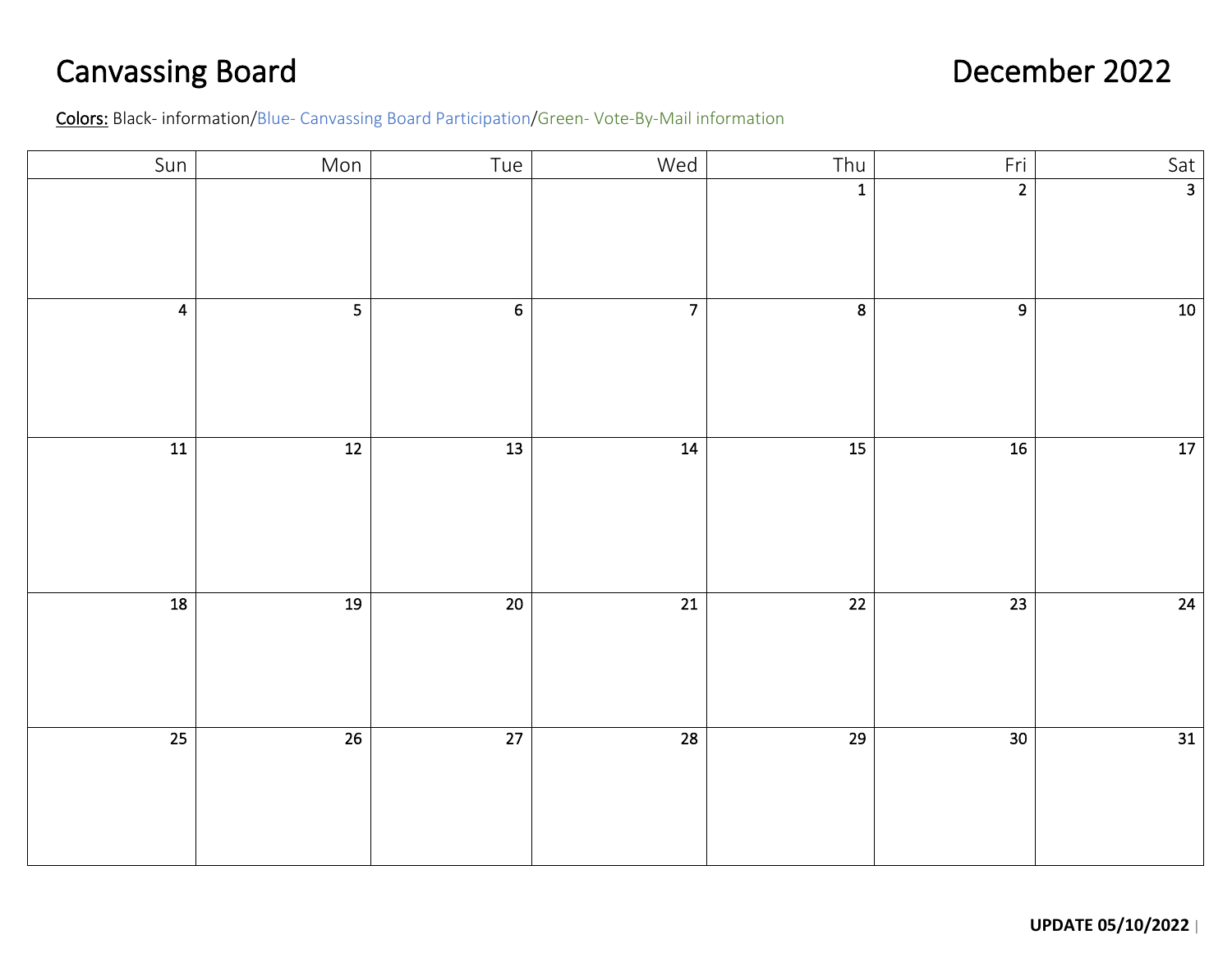# Canvassing Board

# December 2022

<u>Colors:</u> Black- information/Blue- Canvassing Board Participation/Green- Vote-By-Mail information

| Sun | Mon | Tue | Wed | Thu | Fri | Sat |
|---|---|---|---|---|---|---|
| | | | | 1 | 2 | 3 |
| 4 | 5 | 6 | 7 | 8 | 9 | 10 |
| 11 | 12 | 13 | 14 | 15 | 16 | 17 |
| 18 | 19 | 20 | 21 | 22 | 23 | 24 |
| 25 | 26 | 27 | 28 | 29 | 30 | 31 |

**UPDATE 05/10/2022**